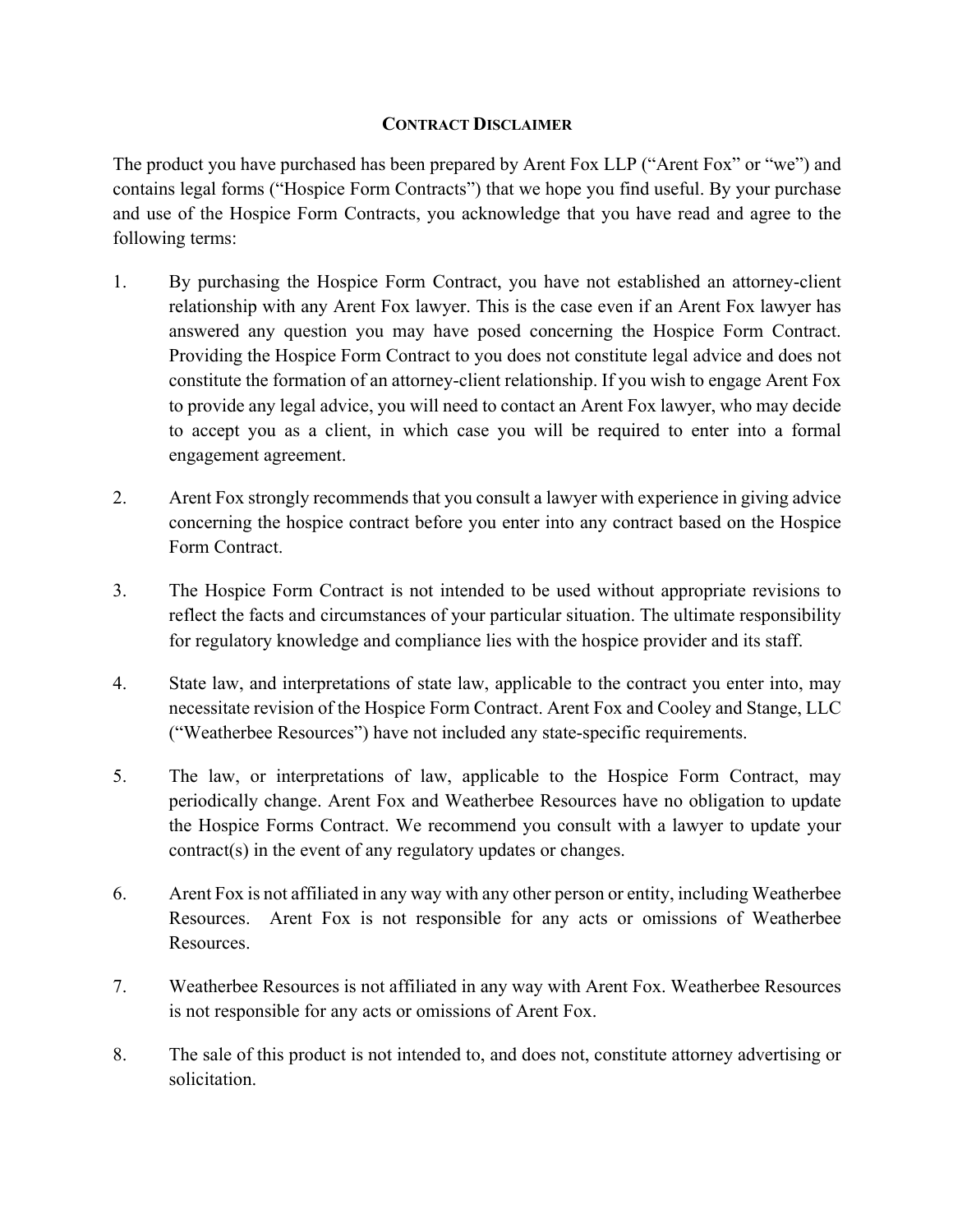## CONTRACT DISCLAIMER

The product you have purchased has been prepared by Arent Fox LLP ("Arent Fox" or "we") and contains legal forms ("Hospice Form Contracts") that we hope you find useful. By your purchase and use of the Hospice Form Contracts, you acknowledge that you have read and agree to the following terms:

1. By purchasing the Hospice Form Contract, you have not established an attorney-client relationship with any Arent Fox lawyer. This is the case even if an Arent Fox lawyer has answered any question you may have posed concerning the Hospice Form Contract. Providing the Hospice Form Contract to you does not constitute legal advice and does not constitute the formation of an attorney-client relationship. If you wish to engage Arent Fox to provide any legal advice, you will need to contact an Arent Fox lawyer, who may decide to accept you as a client, in which case you will be required to enter into a formal engagement agreement.

2. Arent Fox strongly recommends that you consult a lawyer with experience in giving advice concerning the hospice contract before you enter into any contract based on the Hospice Form Contract.

3. The Hospice Form Contract is not intended to be used without appropriate revisions to reflect the facts and circumstances of your particular situation. The ultimate responsibility for regulatory knowledge and compliance lies with the hospice provider and its staff.

4. State law, and interpretations of state law, applicable to the contract you enter into, may necessitate revision of the Hospice Form Contract. Arent Fox and Cooley and Stange, LLC ("Weatherbee Resources") have not included any state-specific requirements.

5. The law, or interpretations of law, applicable to the Hospice Form Contract, may periodically change. Arent Fox and Weatherbee Resources have no obligation to update the Hospice Forms Contract. We recommend you consult with a lawyer to update your contract(s) in the event of any regulatory updates or changes.

6. Arent Fox is not affiliated in any way with any other person or entity, including Weatherbee Resources. Arent Fox is not responsible for any acts or omissions of Weatherbee Resources.

7. Weatherbee Resources is not affiliated in any way with Arent Fox. Weatherbee Resources is not responsible for any acts or omissions of Arent Fox.

8. The sale of this product is not intended to, and does not, constitute attorney advertising or solicitation.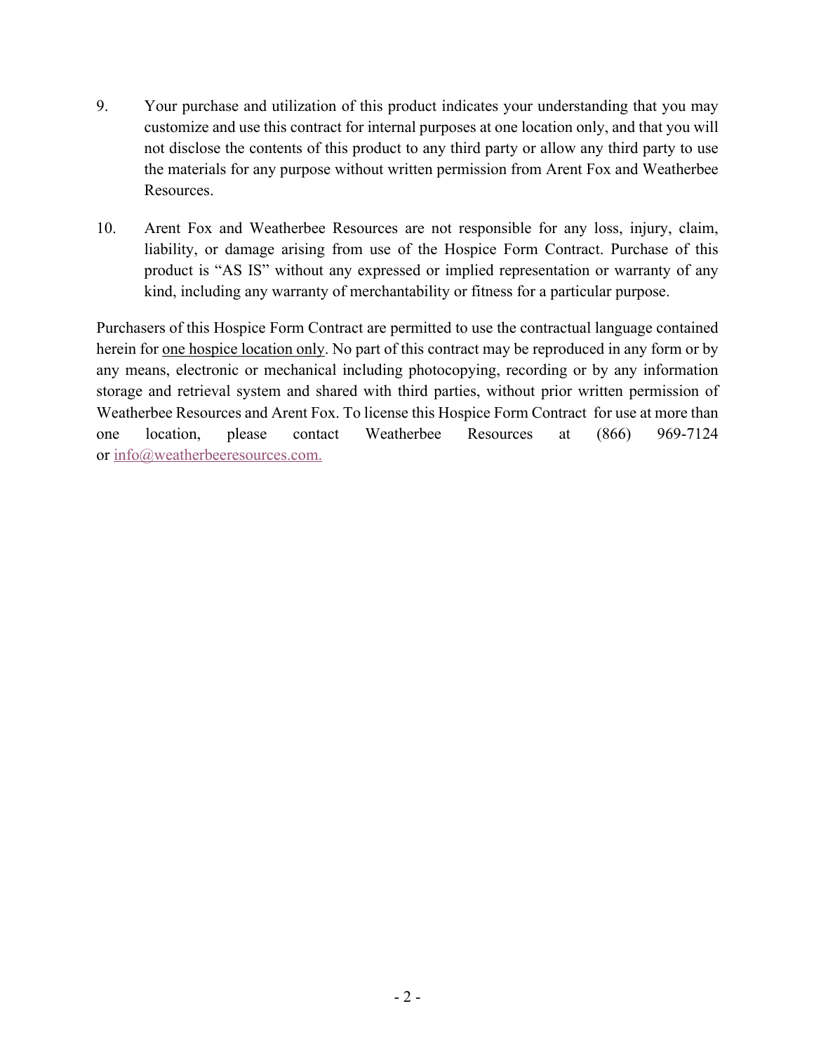9. Your purchase and utilization of this product indicates your understanding that you may customize and use this contract for internal purposes at one location only, and that you will not disclose the contents of this product to any third party or allow any third party to use the materials for any purpose without written permission from Arent Fox and Weatherbee Resources.

10. Arent Fox and Weatherbee Resources are not responsible for any loss, injury, claim, liability, or damage arising from use of the Hospice Form Contract. Purchase of this product is "AS IS" without any expressed or implied representation or warranty of any kind, including any warranty of merchantability or fitness for a particular purpose.

Purchasers of this Hospice Form Contract are permitted to use the contractual language contained herein for <u>one hospice location only</u>. No part of this contract may be reproduced in any form or by any means, electronic or mechanical including photocopying, recording or by any information storage and retrieval system and shared with third parties, without prior written permission of Weatherbee Resources and Arent Fox. To license this Hospice Form Contract for use at more than one location, please contact Weatherbee Resources at (866) 969-7124 or info@weatherbeeresources.com.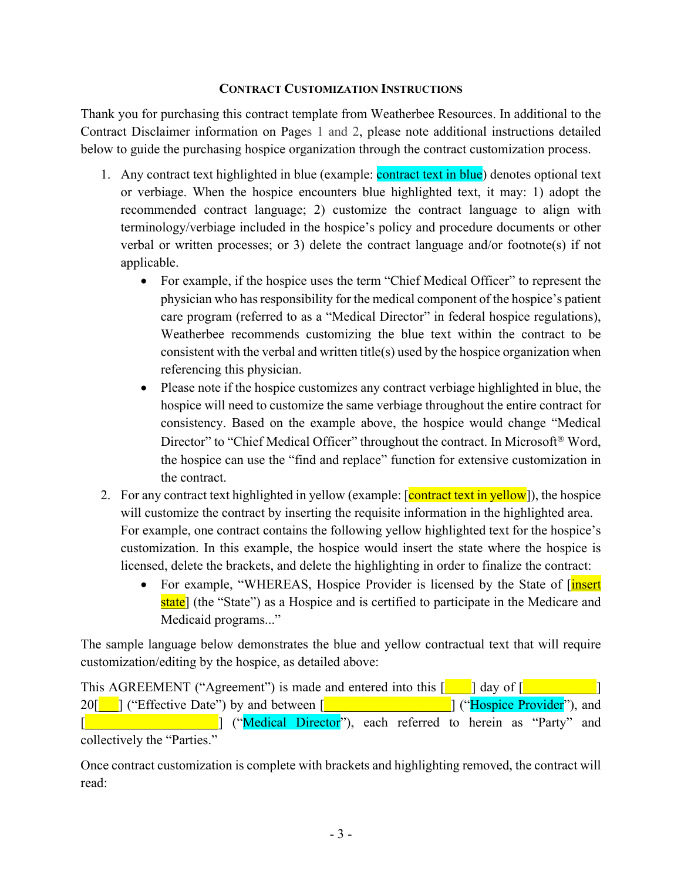### CONTRACT CUSTOMIZATION INSTRUCTIONS

Thank you for purchasing this contract template from Weatherbee Resources. In additional to the Contract Disclaimer information on Pages 1 and 2, please note additional instructions detailed below to guide the purchasing hospice organization through the contract customization process.

1. Any contract text highlighted in blue (example: contract text in blue) denotes optional text or verbiage. When the hospice encounters blue highlighted text, it may: 1) adopt the recommended contract language; 2) customize the contract language to align with terminology/verbiage included in the hospice's policy and procedure documents or other verbal or written processes; or 3) delete the contract language and/or footnote(s) if not applicable.
   - For example, if the hospice uses the term "Chief Medical Officer" to represent the physician who has responsibility for the medical component of the hospice's patient care program (referred to as a "Medical Director" in federal hospice regulations), Weatherbee recommends customizing the blue text within the contract to be consistent with the verbal and written title(s) used by the hospice organization when referencing this physician.
   - Please note if the hospice customizes any contract verbiage highlighted in blue, the hospice will need to customize the same verbiage throughout the entire contract for consistency. Based on the example above, the hospice would change "Medical Director" to "Chief Medical Officer" throughout the contract. In Microsoft® Word, the hospice can use the "find and replace" function for extensive customization in the contract.
2. For any contract text highlighted in yellow (example: [contract text in yellow]), the hospice will customize the contract by inserting the requisite information in the highlighted area. For example, one contract contains the following yellow highlighted text for the hospice's customization. In this example, the hospice would insert the state where the hospice is licensed, delete the brackets, and delete the highlighting in order to finalize the contract:
   - For example, "WHEREAS, Hospice Provider is licensed by the State of [insert state] (the "State") as a Hospice and is certified to participate in the Medicare and Medicaid programs..."

The sample language below demonstrates the blue and yellow contractual text that will require customization/editing by the hospice, as detailed above:

This AGREEMENT ("Agreement") is made and entered into this [____] day of [____________] 20[___] ("Effective Date") by and between [______________________] ("Hospice Provider"), and [______________________] ("Medical Director"), each referred to herein as "Party" and collectively the "Parties."

Once contract customization is complete with brackets and highlighting removed, the contract will read: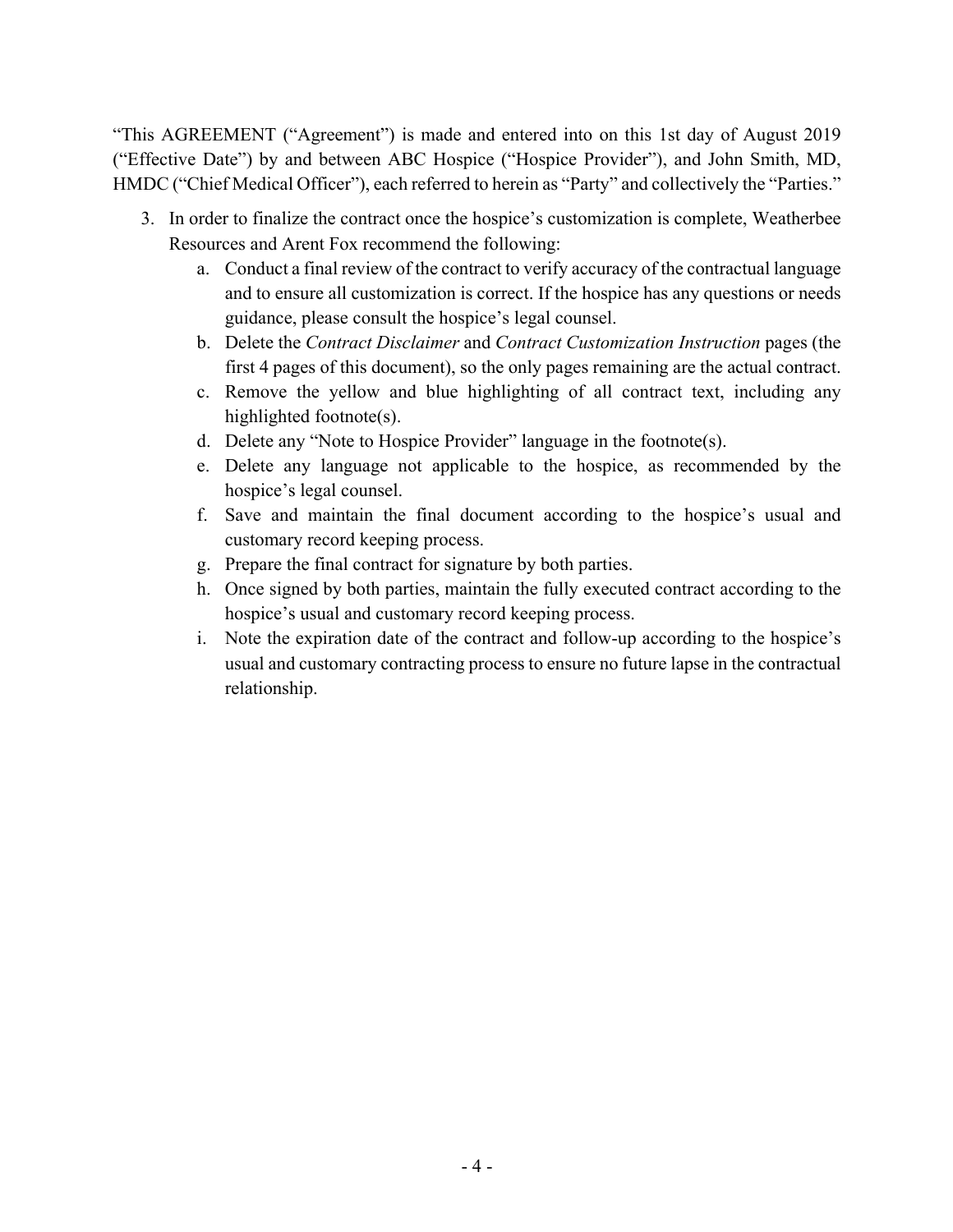"This AGREEMENT ("Agreement") is made and entered into on this 1st day of August 2019 ("Effective Date") by and between ABC Hospice ("Hospice Provider"), and John Smith, MD, HMDC ("Chief Medical Officer"), each referred to herein as "Party" and collectively the "Parties."

3. In order to finalize the contract once the hospice's customization is complete, Weatherbee Resources and Arent Fox recommend the following:
    a. Conduct a final review of the contract to verify accuracy of the contractual language and to ensure all customization is correct. If the hospice has any questions or needs guidance, please consult the hospice's legal counsel.
    b. Delete the *Contract Disclaimer* and *Contract Customization Instruction* pages (the first 4 pages of this document), so the only pages remaining are the actual contract.
    c. Remove the yellow and blue highlighting of all contract text, including any highlighted footnote(s).
    d. Delete any "Note to Hospice Provider" language in the footnote(s).
    e. Delete any language not applicable to the hospice, as recommended by the hospice's legal counsel.
    f. Save and maintain the final document according to the hospice's usual and customary record keeping process.
    g. Prepare the final contract for signature by both parties.
    h. Once signed by both parties, maintain the fully executed contract according to the hospice's usual and customary record keeping process.
    i. Note the expiration date of the contract and follow-up according to the hospice's usual and customary contracting process to ensure no future lapse in the contractual relationship.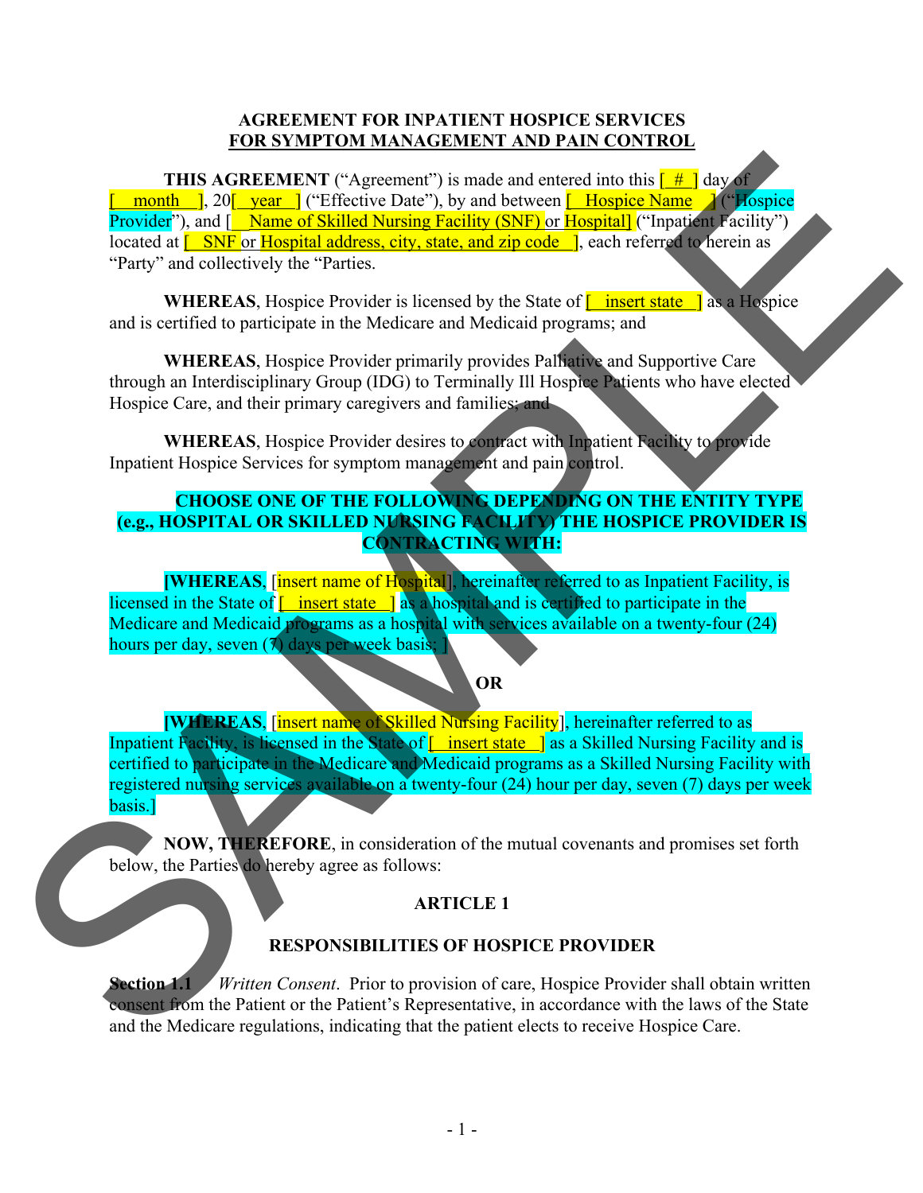# AGREEMENT FOR INPATIENT HOSPICE SERVICES
## FOR SYMPTOM MANAGEMENT AND PAIN CONTROL

**THIS AGREEMENT** ("Agreement") is made and entered into this [_#_] day of [__month__], 20[__year__] ("Effective Date"), by and between [__Hospice Name__] ("Hospice Provider"), and [__Name of Skilled Nursing Facility (SNF) or Hospital] ("Inpatient Facility") located at [__SNF or Hospital address, city, state, and zip code__], each referred to herein as "Party" and collectively the "Parties.

**WHEREAS**, Hospice Provider is licensed by the State of [__insert state__] as a Hospice and is certified to participate in the Medicare and Medicaid programs; and

**WHEREAS**, Hospice Provider primarily provides Palliative and Supportive Care through an Interdisciplinary Group (IDG) to Terminally Ill Hospice Patients who have elected Hospice Care, and their primary caregivers and families; and

**WHEREAS**, Hospice Provider desires to contract with Inpatient Facility to provide Inpatient Hospice Services for symptom management and pain control.

**CHOOSE ONE OF THE FOLLOWING DEPENDING ON THE ENTITY TYPE (e.g., HOSPITAL OR SKILLED NURSING FACILITY) THE HOSPICE PROVIDER IS CONTRACTING WITH:**

**[WHEREAS**, [insert name of Hospital], hereinafter referred to as Inpatient Facility, is licensed in the State of [__insert state__] as a hospital and is certified to participate in the Medicare and Medicaid programs as a hospital with services available on a twenty-four (24) hours per day, seven (7) days per week basis; ]

**OR**

**[WHEREAS**, [insert name of Skilled Nursing Facility], hereinafter referred to as Inpatient Facility, is licensed in the State of [__insert state__] as a Skilled Nursing Facility and is certified to participate in the Medicare and Medicaid programs as a Skilled Nursing Facility with registered nursing services available on a twenty-four (24) hour per day, seven (7) days per week basis.]

**NOW, THEREFORE**, in consideration of the mutual covenants and promises set forth below, the Parties do hereby agree as follows:

## ARTICLE 1

## RESPONSIBILITIES OF HOSPICE PROVIDER

**Section 1.1** *Written Consent*. Prior to provision of care, Hospice Provider shall obtain written consent from the Patient or the Patient's Representative, in accordance with the laws of the State and the Medicare regulations, indicating that the patient elects to receive Hospice Care.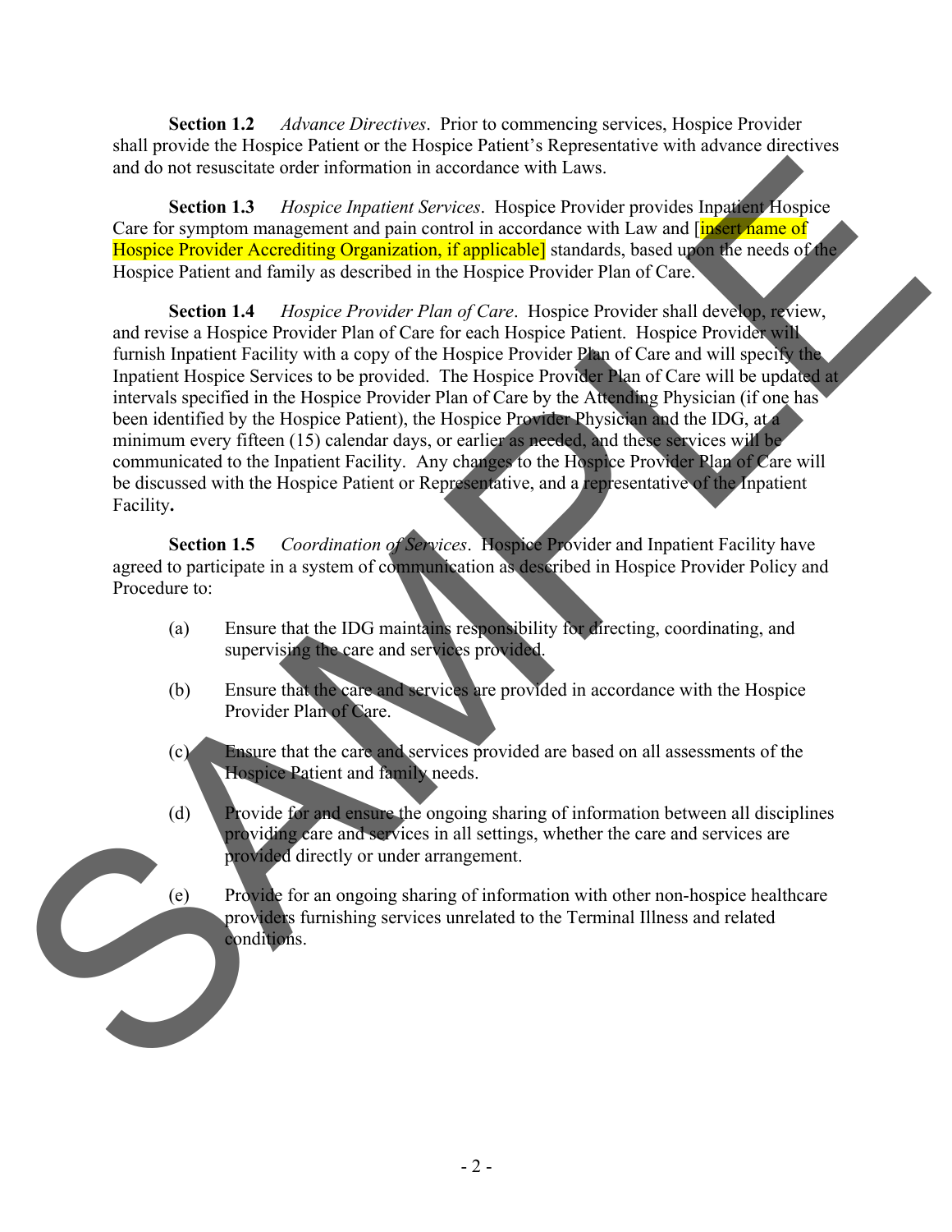**Section 1.2** *Advance Directives*. Prior to commencing services, Hospice Provider shall provide the Hospice Patient or the Hospice Patient's Representative with advance directives and do not resuscitate order information in accordance with Laws.

**Section 1.3** *Hospice Inpatient Services*. Hospice Provider provides Inpatient Hospice Care for symptom management and pain control in accordance with Law and [insert name of Hospice Provider Accrediting Organization, if applicable] standards, based upon the needs of the Hospice Patient and family as described in the Hospice Provider Plan of Care.

**Section 1.4** *Hospice Provider Plan of Care*. Hospice Provider shall develop, review, and revise a Hospice Provider Plan of Care for each Hospice Patient. Hospice Provider will furnish Inpatient Facility with a copy of the Hospice Provider Plan of Care and will specify the Inpatient Hospice Services to be provided. The Hospice Provider Plan of Care will be updated at intervals specified in the Hospice Provider Plan of Care by the Attending Physician (if one has been identified by the Hospice Patient), the Hospice Provider Physician and the IDG, at a minimum every fifteen (15) calendar days, or earlier as needed, and these services will be communicated to the Inpatient Facility. Any changes to the Hospice Provider Plan of Care will be discussed with the Hospice Patient or Representative, and a representative of the Inpatient Facility**.**

**Section 1.5** *Coordination of Services*. Hospice Provider and Inpatient Facility have agreed to participate in a system of communication as described in Hospice Provider Policy and Procedure to:

(a) Ensure that the IDG maintains responsibility for directing, coordinating, and supervising the care and services provided.

(b) Ensure that the care and services are provided in accordance with the Hospice Provider Plan of Care.

(c) Ensure that the care and services provided are based on all assessments of the Hospice Patient and family needs.

(d) Provide for and ensure the ongoing sharing of information between all disciplines providing care and services in all settings, whether the care and services are provided directly or under arrangement.

(e) Provide for an ongoing sharing of information with other non-hospice healthcare providers furnishing services unrelated to the Terminal Illness and related conditions.